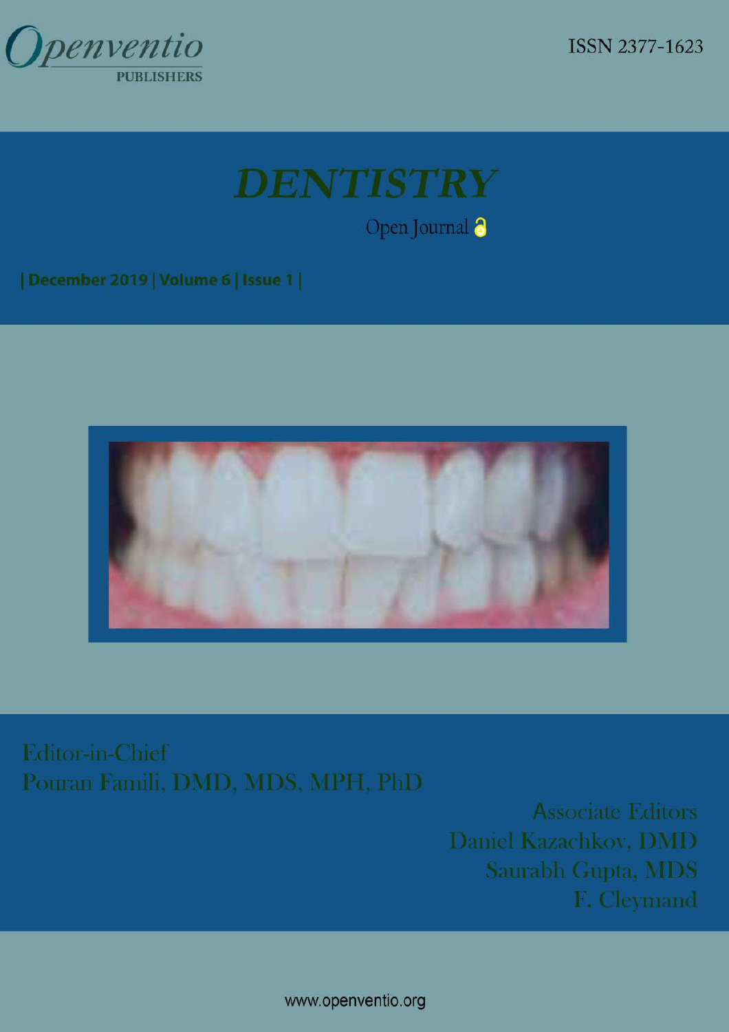Openventio PUBLISHERS

ISSN 2377-1623

# DENTISTRY

Open Journal

| December 2019 | Volume 6 | Issue 1 |

Editor-in-Chief
Pouran Famili, DMD, MDS, MPH, PhD

Associate Editors
Daniel Kazachkov, DMD
Saurabh Gupta, MDS
F. Cleymand

www.openventio.org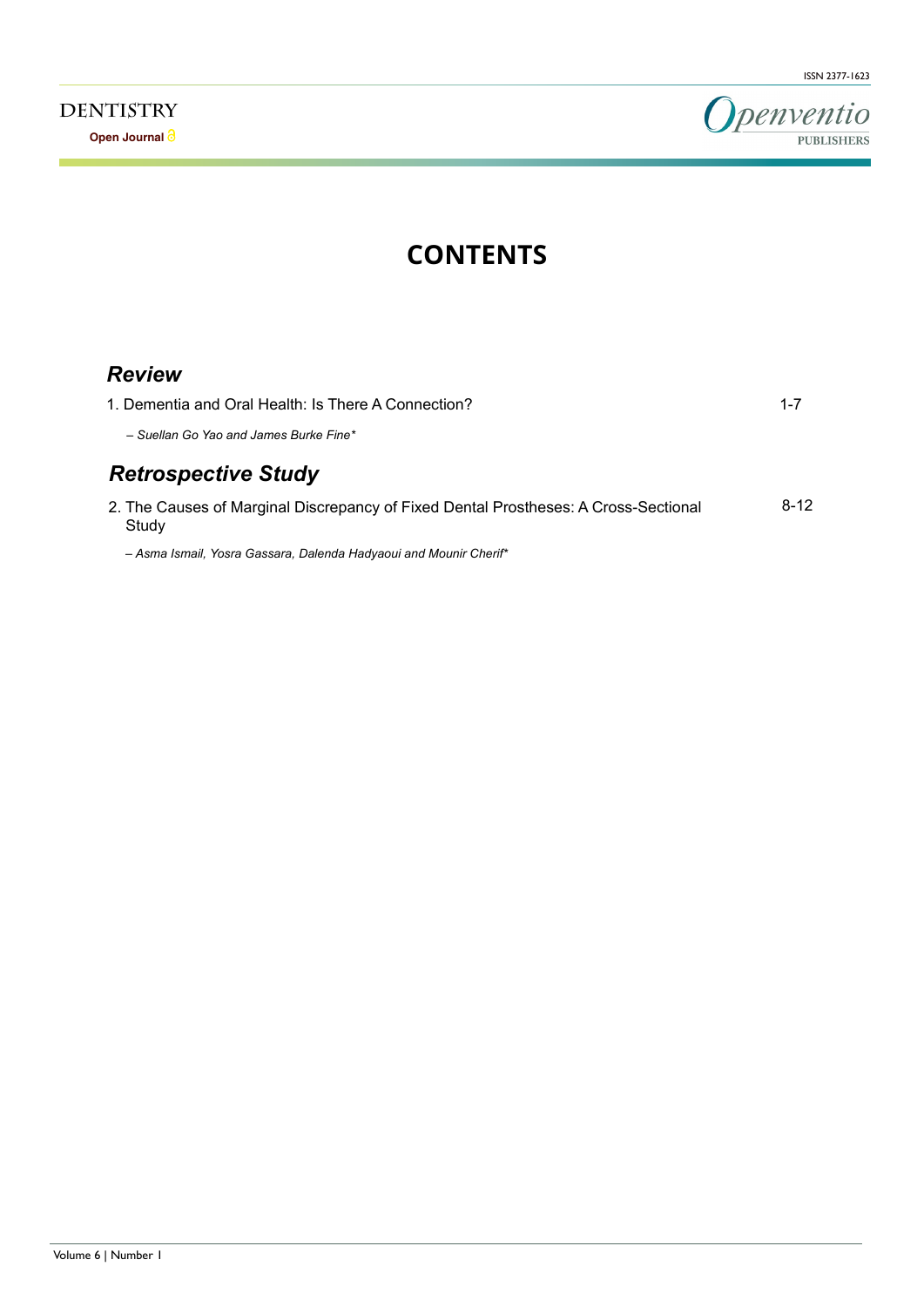# CONTENTS

## *Review*

1. Dementia and Oral Health: Is There A Connection? 1-7

   *– Suellan Go Yao and James Burke Fine**

## *Retrospective Study*

2. The Causes of Marginal Discrepancy of Fixed Dental Prostheses: A Cross-Sectional Study 8-12

   *– Asma Ismail, Yosra Gassara, Dalenda Hadyaoui and Mounir Cherif**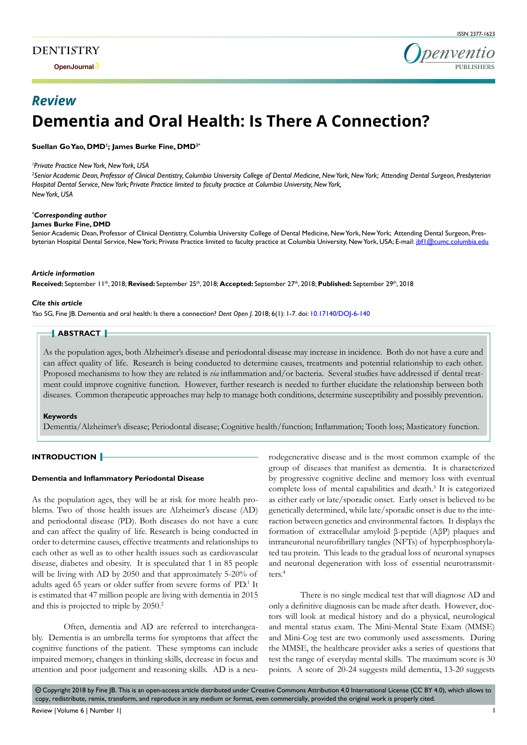# Review

# Dementia and Oral Health: Is There A Connection?

**Suellan Go Yao, DMD[1]; James Burke Fine, DMD[2*]**

*[1]Private Practice New York, New York, USA*

*[2]Senior Academic Dean, Professor of Clinical Dentistry, Columbia University College of Dental Medicine, New York, New York; Attending Dental Surgeon, Presbyterian Hospital Dental Service, New York; Private Practice limited to faculty practice at Columbia University, New York, New York, USA*

***Corresponding author**

**James Burke Fine, DMD**

Senior Academic Dean, Professor of Clinical Dentistry, Columbia University College of Dental Medicine, New York, New York; Attending Dental Surgeon, Presbyterian Hospital Dental Service, New York; Private Practice limited to faculty practice at Columbia University, New York, USA; E-mail: jbf1@cumc.columbia.edu

***Article information***

**Received:** September 11th, 2018; **Revised:** September 25th, 2018; **Accepted:** September 27th, 2018; **Published:** September 29th, 2018

***Cite this article***

Yao SG, Fine JB. Dementia and oral health: Is there a connection? *Dent Open J*. 2018; 6(1): 1-7. doi: 10.17140/DOJ-6-140

## ABSTRACT

As the population ages, both Alzheimer's disease and periodontal disease may increase in incidence. Both do not have a cure and can affect quality of life. Research is being conducted to determine causes, treatments and potential relationship to each other. Proposed mechanisms to how they are related is *via* inflammation and/or bacteria. Several studies have addressed if dental treatment could improve cognitive function. However, further research is needed to further elucidate the relationship between both diseases. Common therapeutic approaches may help to manage both conditions, determine susceptibility and possibly prevention.

**Keywords**

Dementia/Alzheimer's disease; Periodontal disease; Cognitive health/function; Inflammation; Tooth loss; Masticatory function.

## INTRODUCTION

### Dementia and Inflammatory Periodontal Disease

As the population ages, they will be at risk for more health problems. Two of those health issues are Alzheimer's disease (AD) and periodontal disease (PD). Both diseases do not have a cure and can affect the quality of life. Research is being conducted in order to determine causes, effective treatments and relationships to each other as well as to other health issues such as cardiovascular disease, diabetes and obesity. It is speculated that 1 in 85 people will be living with AD by 2050 and that approximately 5-20% of adults aged 65 years or older suffer from severe forms of PD.[1] It is estimated that 47 million people are living with dementia in 2015 and this is projected to triple by 2050.[2]

Often, dementia and AD are referred to interchangeably. Dementia is an umbrella terms for symptoms that affect the cognitive functions of the patient. These symptoms can include impaired memory, changes in thinking skills, decrease in focus and attention and poor judgement and reasoning skills. AD is a neurodegenerative disease and is the most common example of the group of diseases that manifest as dementia. It is characterized by progressive cognitive decline and memory loss with eventual complete loss of mental capabilities and death.[3] It is categorized as either early or late/sporadic onset. Early onset is believed to be genetically determined, while late/sporadic onset is due to the interaction between genetics and environmental factors. It displays the formation of extracellular amyloid β-peptide (AβP) plaques and intraneuronal neurofibrillary tangles (NFTs) of hyperphosphorylated tau protein. This leads to the gradual loss of neuronal synapses and neuronal degeneration with loss of essential neurotransmitters.[4]

There is no single medical test that will diagnose AD and only a definitive diagnosis can be made after death. However, doctors will look at medical history and do a physical, neurological and mental status exam. The Mini-Mental State Exam (MMSE) and Mini-Cog test are two commonly used assessments. During the MMSE, the healthcare provider asks a series of questions that test the range of everyday mental skills. The maximum score is 30 points. A score of 20-24 suggests mild dementia, 13-20 suggests

© Copyright 2018 by Fine JB. This is an open-access article distributed under Creative Commons Attribution 4.0 International License (CC BY 4.0), which allows to copy, redistribute, remix, transform, and reproduce in any medium or format, even commercially, provided the original work is properly cited.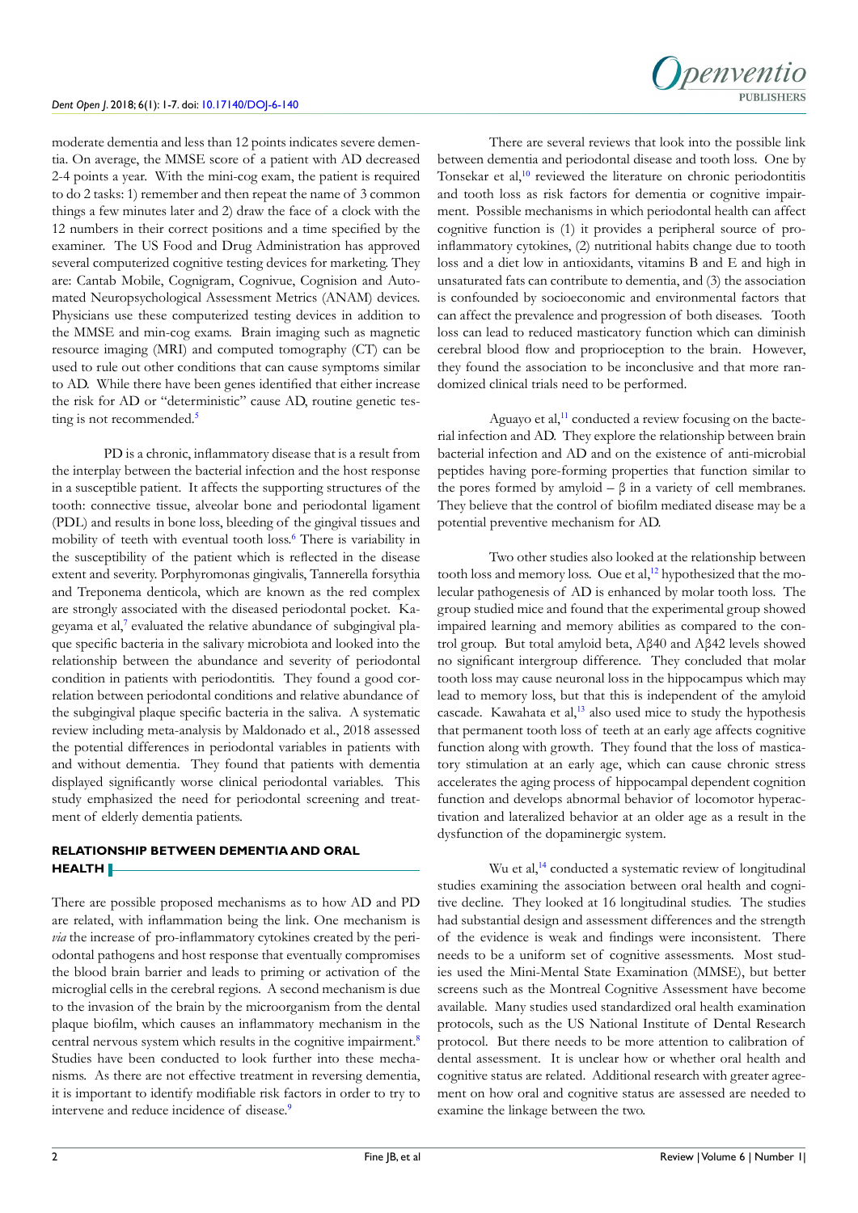moderate dementia and less than 12 points indicates severe dementia. On average, the MMSE score of a patient with AD decreased 2-4 points a year. With the mini-cog exam, the patient is required to do 2 tasks: 1) remember and then repeat the name of 3 common things a few minutes later and 2) draw the face of a clock with the 12 numbers in their correct positions and a time specified by the examiner. The US Food and Drug Administration has approved several computerized cognitive testing devices for marketing. They are: Cantab Mobile, Cognigram, Cognivue, Cognision and Automated Neuropsychological Assessment Metrics (ANAM) devices. Physicians use these computerized testing devices in addition to the MMSE and min-cog exams. Brain imaging such as magnetic resource imaging (MRI) and computed tomography (CT) can be used to rule out other conditions that can cause symptoms similar to AD. While there have been genes identified that either increase the risk for AD or "deterministic" cause AD, routine genetic testing is not recommended.[5]

PD is a chronic, inflammatory disease that is a result from the interplay between the bacterial infection and the host response in a susceptible patient. It affects the supporting structures of the tooth: connective tissue, alveolar bone and periodontal ligament (PDL) and results in bone loss, bleeding of the gingival tissues and mobility of teeth with eventual tooth loss.[6] There is variability in the susceptibility of the patient which is reflected in the disease extent and severity. Porphyromonas gingivalis, Tannerella forsythia and Treponema denticola, which are known as the red complex are strongly associated with the diseased periodontal pocket. Kageyama et al,[7] evaluated the relative abundance of subgingival plaque specific bacteria in the salivary microbiota and looked into the relationship between the abundance and severity of periodontal condition in patients with periodontitis. They found a good correlation between periodontal conditions and relative abundance of the subgingival plaque specific bacteria in the saliva. A systematic review including meta-analysis by Maldonado et al., 2018 assessed the potential differences in periodontal variables in patients with and without dementia. They found that patients with dementia displayed significantly worse clinical periodontal variables. This study emphasized the need for periodontal screening and treatment of elderly dementia patients.

## RELATIONSHIP BETWEEN DEMENTIA AND ORAL HEALTH

There are possible proposed mechanisms as to how AD and PD are related, with inflammation being the link. One mechanism is *via* the increase of pro-inflammatory cytokines created by the periodontal pathogens and host response that eventually compromises the blood brain barrier and leads to priming or activation of the microglial cells in the cerebral regions. A second mechanism is due to the invasion of the brain by the microorganism from the dental plaque biofilm, which causes an inflammatory mechanism in the central nervous system which results in the cognitive impairment.[8] Studies have been conducted to look further into these mechanisms. As there are not effective treatment in reversing dementia, it is important to identify modifiable risk factors in order to try to intervene and reduce incidence of disease.[9]

There are several reviews that look into the possible link between dementia and periodontal disease and tooth loss. One by Tonsekar et al,[10] reviewed the literature on chronic periodontitis and tooth loss as risk factors for dementia or cognitive impairment. Possible mechanisms in which periodontal health can affect cognitive function is (1) it provides a peripheral source of pro-inflammatory cytokines, (2) nutritional habits change due to tooth loss and a diet low in antioxidants, vitamins B and E and high in unsaturated fats can contribute to dementia, and (3) the association is confounded by socioeconomic and environmental factors that can affect the prevalence and progression of both diseases. Tooth loss can lead to reduced masticatory function which can diminish cerebral blood flow and proprioception to the brain. However, they found the association to be inconclusive and that more randomized clinical trials need to be performed.

Aguayo et al,[11] conducted a review focusing on the bacterial infection and AD. They explore the relationship between brain bacterial infection and AD and on the existence of anti-microbial peptides having pore-forming properties that function similar to the pores formed by amyloid – β in a variety of cell membranes. They believe that the control of biofilm mediated disease may be a potential preventive mechanism for AD.

Two other studies also looked at the relationship between tooth loss and memory loss. Oue et al,[12] hypothesized that the molecular pathogenesis of AD is enhanced by molar tooth loss. The group studied mice and found that the experimental group showed impaired learning and memory abilities as compared to the control group. But total amyloid beta, Aβ40 and Aβ42 levels showed no significant intergroup difference. They concluded that molar tooth loss may cause neuronal loss in the hippocampus which may lead to memory loss, but that this is independent of the amyloid cascade. Kawahata et al,[13] also used mice to study the hypothesis that permanent tooth loss of teeth at an early age affects cognitive function along with growth. They found that the loss of masticatory stimulation at an early age, which can cause chronic stress accelerates the aging process of hippocampal dependent cognition function and develops abnormal behavior of locomotor hyperactivation and lateralized behavior at an older age as a result in the dysfunction of the dopaminergic system.

Wu et al,[14] conducted a systematic review of longitudinal studies examining the association between oral health and cognitive decline. They looked at 16 longitudinal studies. The studies had substantial design and assessment differences and the strength of the evidence is weak and findings were inconsistent. There needs to be a uniform set of cognitive assessments. Most studies used the Mini-Mental State Examination (MMSE), but better screens such as the Montreal Cognitive Assessment have become available. Many studies used standardized oral health examination protocols, such as the US National Institute of Dental Research protocol. But there needs to be more attention to calibration of dental assessment. It is unclear how or whether oral health and cognitive status are related. Additional research with greater agreement on how oral and cognitive status are assessed are needed to examine the linkage between the two.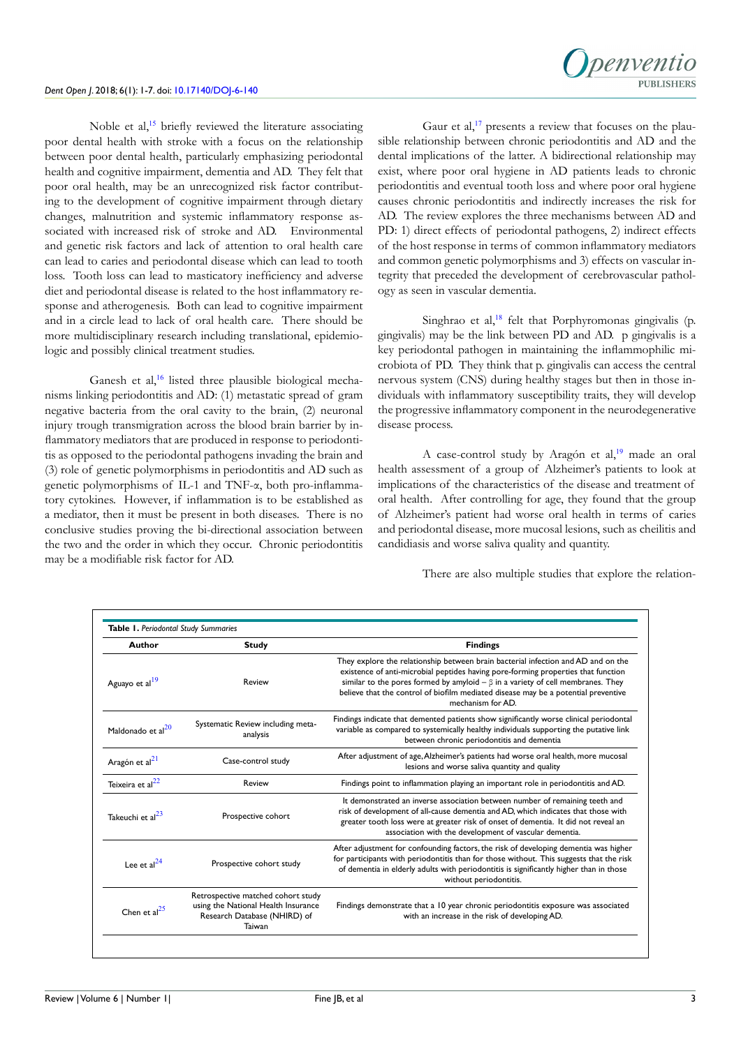Noble et al,[15] briefly reviewed the literature associating poor dental health with stroke with a focus on the relationship between poor dental health, particularly emphasizing periodontal health and cognitive impairment, dementia and AD. They felt that poor oral health, may be an unrecognized risk factor contributing to the development of cognitive impairment through dietary changes, malnutrition and systemic inflammatory response associated with increased risk of stroke and AD. Environmental and genetic risk factors and lack of attention to oral health care can lead to caries and periodontal disease which can lead to tooth loss. Tooth loss can lead to masticatory inefficiency and adverse diet and periodontal disease is related to the host inflammatory response and atherogenesis. Both can lead to cognitive impairment and in a circle lead to lack of oral health care. There should be more multidisciplinary research including translational, epidemiologic and possibly clinical treatment studies.

Ganesh et al,[16] listed three plausible biological mechanisms linking periodontitis and AD: (1) metastatic spread of gram negative bacteria from the oral cavity to the brain, (2) neuronal injury trough transmigration across the blood brain barrier by inflammatory mediators that are produced in response to periodontitis as opposed to the periodontal pathogens invading the brain and (3) role of genetic polymorphisms in periodontitis and AD such as genetic polymorphisms of IL-1 and TNF-α, both pro-inflammatory cytokines. However, if inflammation is to be established as a mediator, then it must be present in both diseases. There is no conclusive studies proving the bi-directional association between the two and the order in which they occur. Chronic periodontitis may be a modifiable risk factor for AD.

Gaur et al,[17] presents a review that focuses on the plausible relationship between chronic periodontitis and AD and the dental implications of the latter. A bidirectional relationship may exist, where poor oral hygiene in AD patients leads to chronic periodontitis and eventual tooth loss and where poor oral hygiene causes chronic periodontitis and indirectly increases the risk for AD. The review explores the three mechanisms between AD and PD: 1) direct effects of periodontal pathogens, 2) indirect effects of the host response in terms of common inflammatory mediators and common genetic polymorphisms and 3) effects on vascular integrity that preceded the development of cerebrovascular pathology as seen in vascular dementia.

Singhrao et al,[18] felt that Porphyromonas gingivalis (p. gingivalis) may be the link between PD and AD. p gingivalis is a key periodontal pathogen in maintaining the inflammophilic microbiota of PD. They think that p. gingivalis can access the central nervous system (CNS) during healthy stages but then in those individuals with inflammatory susceptibility traits, they will develop the progressive inflammatory component in the neurodegenerative disease process.

A case-control study by Aragón et al,[19] made an oral health assessment of a group of Alzheimer's patients to look at implications of the characteristics of the disease and treatment of oral health. After controlling for age, they found that the group of Alzheimer's patient had worse oral health in terms of caries and periodontal disease, more mucosal lesions, such as cheilitis and candidiasis and worse saliva quality and quantity.

There are also multiple studies that explore the relation-

**Table 1.** *Periodontal Study Summaries*

| Author | Study | Findings |
|---|---|---|
| Aguayo et al[19] | Review | They explore the relationship between brain bacterial infection and AD and on the existence of anti-microbial peptides having pore-forming properties that function similar to the pores formed by amyloid – β in a variety of cell membranes. They believe that the control of biofilm mediated disease may be a potential preventive mechanism for AD. |
| Maldonado et al[20] | Systematic Review including meta-analysis | Findings indicate that demented patients show significantly worse clinical periodontal variable as compared to systemically healthy individuals supporting the putative link between chronic periodontitis and dementia |
| Aragón et al[21] | Case-control study | After adjustment of age, Alzheimer's patients had worse oral health, more mucosal lesions and worse saliva quantity and quality |
| Teixeira et al[22] | Review | Findings point to inflammation playing an important role in periodontitis and AD. |
| Takeuchi et al[23] | Prospective cohort | It demonstrated an inverse association between number of remaining teeth and risk of development of all-cause dementia and AD, which indicates that those with greater tooth loss were at greater risk of onset of dementia. It did not reveal an association with the development of vascular dementia. |
| Lee et al[24] | Prospective cohort study | After adjustment for confounding factors, the risk of developing dementia was higher for participants with periodontitis than for those without. This suggests that the risk of dementia in elderly adults with periodontitis is significantly higher than in those without periodontitis. |
| Chen et al[25] | Retrospective matched cohort study using the National Health Insurance Research Database (NHIRD) of Taiwan | Findings demonstrate that a 10 year chronic periodontitis exposure was associated with an increase in the risk of developing AD. |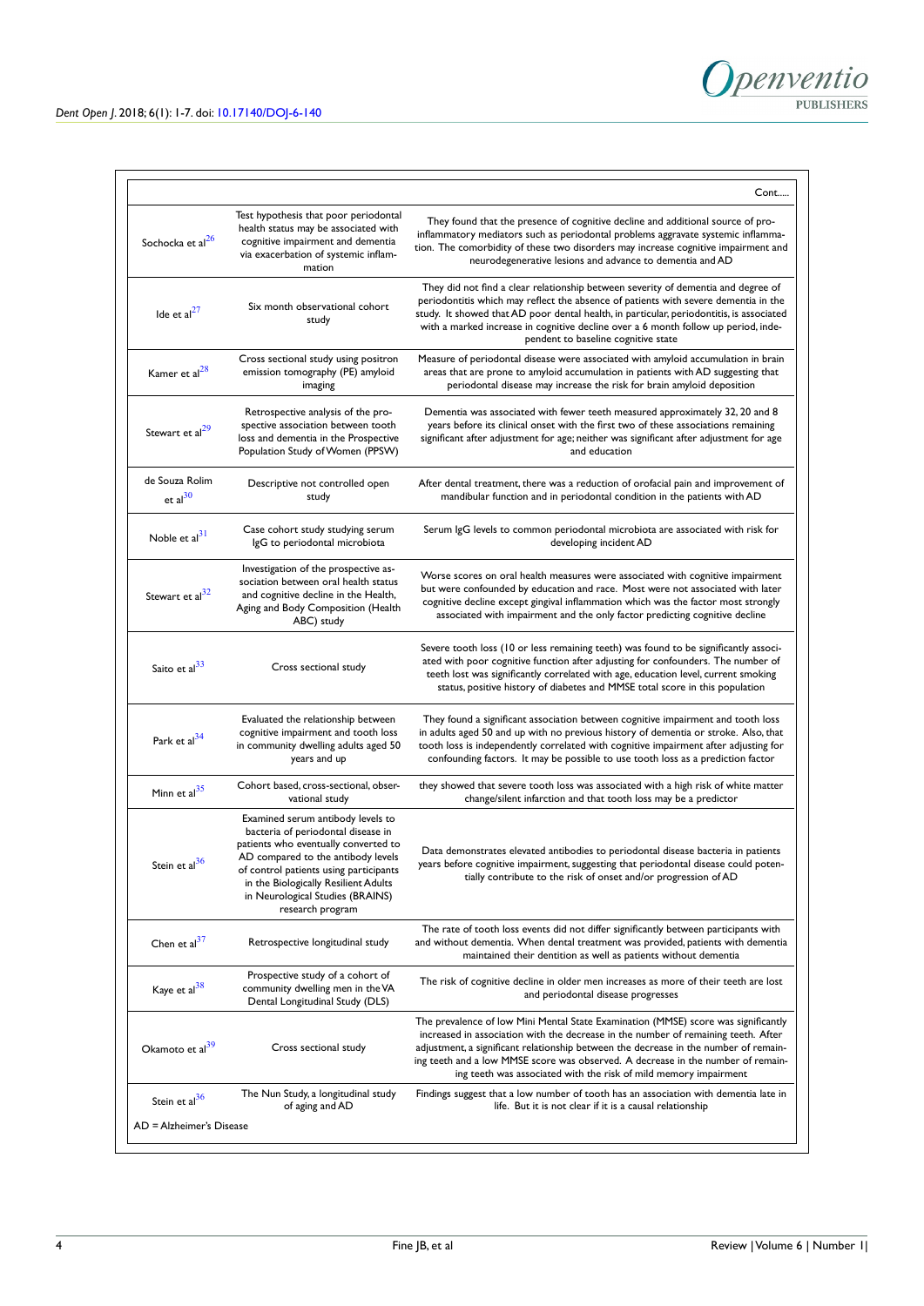Cont.....

| | | |
|---|---|---|
| Sochocka et al[26] | Test hypothesis that poor periodontal health status may be associated with cognitive impairment and dementia via exacerbation of systemic inflammation | They found that the presence of cognitive decline and additional source of pro-inflammatory mediators such as periodontal problems aggravate systemic inflammation. The comorbidity of these two disorders may increase cognitive impairment and neurodegenerative lesions and advance to dementia and AD |
| Ide et al[27] | Six month observational cohort study | They did not find a clear relationship between severity of dementia and degree of periodontitis which may reflect the absence of patients with severe dementia in the study. It showed that AD poor dental health, in particular, periodontitis, is associated with a marked increase in cognitive decline over a 6 month follow up period, independent to baseline cognitive state |
| Kamer et al[28] | Cross sectional study using positron emission tomography (PE) amyloid imaging | Measure of periodontal disease were associated with amyloid accumulation in brain areas that are prone to amyloid accumulation in patients with AD suggesting that periodontal disease may increase the risk for brain amyloid deposition |
| Stewart et al[29] | Retrospective analysis of the prospective association between tooth loss and dementia in the Prospective Population Study of Women (PPSW) | Dementia was associated with fewer teeth measured approximately 32, 20 and 8 years before its clinical onset with the first two of these associations remaining significant after adjustment for age; neither was significant after adjustment for age and education |
| de Souza Rolim et al[30] | Descriptive not controlled open study | After dental treatment, there was a reduction of orofacial pain and improvement of mandibular function and in periodontal condition in the patients with AD |
| Noble et al[31] | Case cohort study studying serum IgG to periodontal microbiota | Serum IgG levels to common periodontal microbiota are associated with risk for developing incident AD |
| Stewart et al[32] | Investigation of the prospective association between oral health status and cognitive decline in the Health, Aging and Body Composition (Health ABC) study | Worse scores on oral health measures were associated with cognitive impairment but were confounded by education and race. Most were not associated with later cognitive decline except gingival inflammation which was the factor most strongly associated with impairment and the only factor predicting cognitive decline |
| Saito et al[33] | Cross sectional study | Severe tooth loss (10 or less remaining teeth) was found to be significantly associated with poor cognitive function after adjusting for confounders. The number of teeth lost was significantly correlated with age, education level, current smoking status, positive history of diabetes and MMSE total score in this population |
| Park et al[34] | Evaluated the relationship between cognitive impairment and tooth loss in community dwelling adults aged 50 years and up | They found a significant association between cognitive impairment and tooth loss in adults aged 50 and up with no previous history of dementia or stroke. Also, that tooth loss is independently correlated with cognitive impairment after adjusting for confounding factors. It may be possible to use tooth loss as a prediction factor |
| Minn et al[35] | Cohort based, cross-sectional, observational study | they showed that severe tooth loss was associated with a high risk of white matter change/silent infarction and that tooth loss may be a predictor |
| Stein et al[36] | Examined serum antibody levels to bacteria of periodontal disease in patients who eventually converted to AD compared to the antibody levels of control patients using participants in the Biologically Resilient Adults in Neurological Studies (BRAINS) research program | Data demonstrates elevated antibodies to periodontal disease bacteria in patients years before cognitive impairment, suggesting that periodontal disease could potentially contribute to the risk of onset and/or progression of AD |
| Chen et al[37] | Retrospective longitudinal study | The rate of tooth loss events did not differ significantly between participants with and without dementia. When dental treatment was provided, patients with dementia maintained their dentition as well as patients without dementia |
| Kaye et al[38] | Prospective study of a cohort of community dwelling men in the VA Dental Longitudinal Study (DLS) | The risk of cognitive decline in older men increases as more of their teeth are lost and periodontal disease progresses |
| Okamoto et al[39] | Cross sectional study | The prevalence of low Mini Mental State Examination (MMSE) score was significantly increased in association with the decrease in the number of remaining teeth. After adjustment, a significant relationship between the decrease in the number of remaining teeth and a low MMSE score was observed. A decrease in the number of remaining teeth was associated with the risk of mild memory impairment |
| Stein et al[36] | The Nun Study, a longitudinal study of aging and AD | Findings suggest that a low number of tooth has an association with dementia late in life. But it is not clear if it is a causal relationship |

AD = Alzheimer's Disease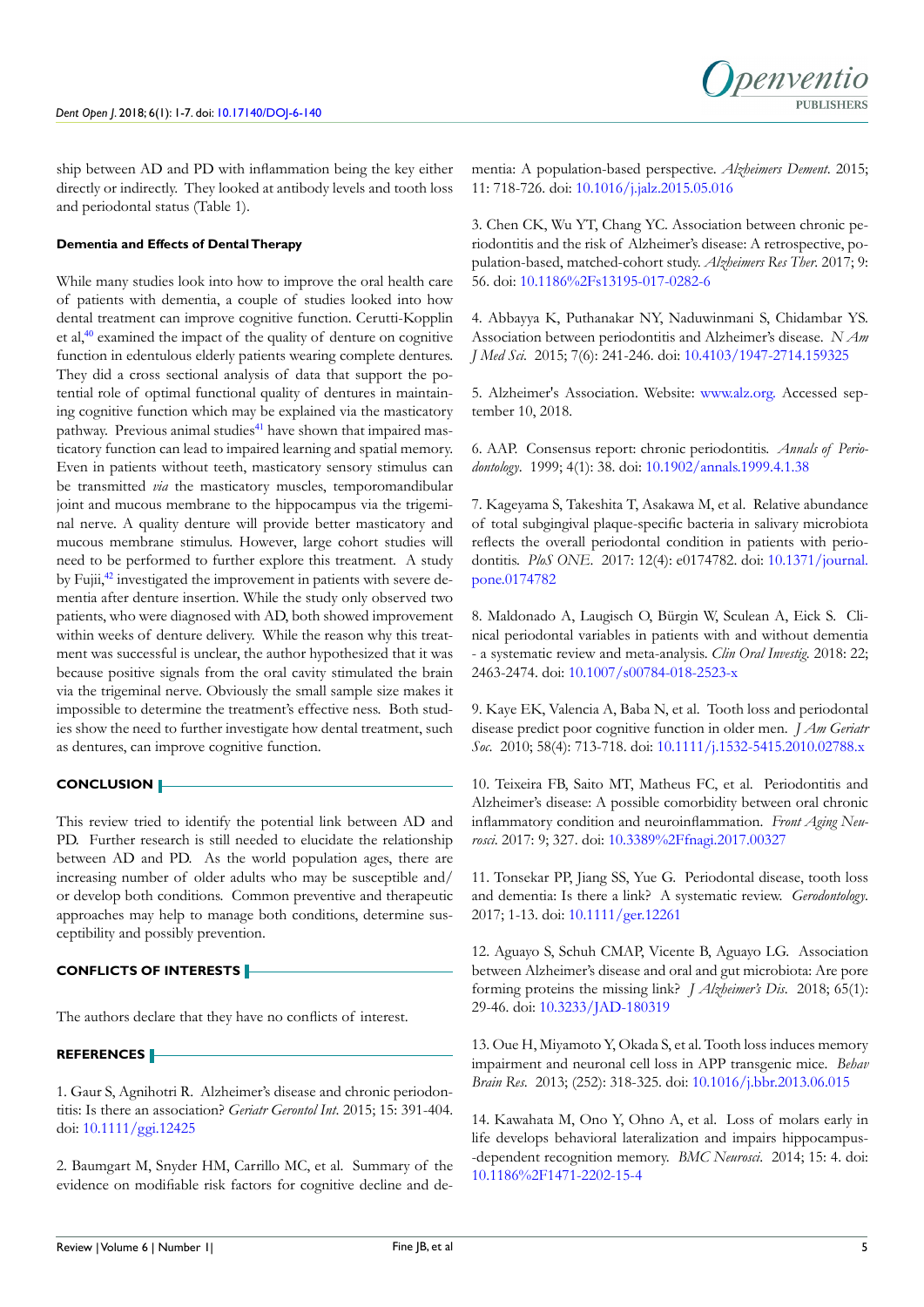ship between AD and PD with inflammation being the key either directly or indirectly. They looked at antibody levels and tooth loss and periodontal status (Table 1).

### Dementia and Effects of Dental Therapy

While many studies look into how to improve the oral health care of patients with dementia, a couple of studies looked into how dental treatment can improve cognitive function. Cerutti-Kopplin et al,[40] examined the impact of the quality of denture on cognitive function in edentulous elderly patients wearing complete dentures. They did a cross sectional analysis of data that support the potential role of optimal functional quality of dentures in maintaining cognitive function which may be explained via the masticatory pathway. Previous animal studies[41] have shown that impaired masticatory function can lead to impaired learning and spatial memory. Even in patients without teeth, masticatory sensory stimulus can be transmitted *via* the masticatory muscles, temporomandibular joint and mucous membrane to the hippocampus via the trigeminal nerve. A quality denture will provide better masticatory and mucous membrane stimulus. However, large cohort studies will need to be performed to further explore this treatment. A study by Fujii,[42] investigated the improvement in patients with severe dementia after denture insertion. While the study only observed two patients, who were diagnosed with AD, both showed improvement within weeks of denture delivery. While the reason why this treatment was successful is unclear, the author hypothesized that it was because positive signals from the oral cavity stimulated the brain via the trigeminal nerve. Obviously the small sample size makes it impossible to determine the treatment's effective ness. Both studies show the need to further investigate how dental treatment, such as dentures, can improve cognitive function.

## CONCLUSION

This review tried to identify the potential link between AD and PD. Further research is still needed to elucidate the relationship between AD and PD. As the world population ages, there are increasing number of older adults who may be susceptible and/or develop both conditions. Common preventive and therapeutic approaches may help to manage both conditions, determine susceptibility and possibly prevention.

## CONFLICTS OF INTERESTS

The authors declare that they have no conflicts of interest.

## REFERENCES

1. Gaur S, Agnihotri R. Alzheimer's disease and chronic periodontitis: Is there an association? *Geriatr Gerontol Int*. 2015; 15: 391-404. doi: 10.1111/ggi.12425

2. Baumgart M, Snyder HM, Carrillo MC, et al. Summary of the evidence on modifiable risk factors for cognitive decline and dementia: A population-based perspective. *Alzheimers Dement*. 2015; 11: 718-726. doi: 10.1016/j.jalz.2015.05.016

3. Chen CK, Wu YT, Chang YC. Association between chronic periodontitis and the risk of Alzheimer's disease: A retrospective, population-based, matched-cohort study. *Alzheimers Res Ther*. 2017; 9: 56. doi: 10.1186%2Fs13195-017-0282-6

4. Abbayya K, Puthanakar NY, Naduwinmani S, Chidambar YS. Association between periodontitis and Alzheimer's disease. *N Am J Med Sci*. 2015; 7(6): 241-246. doi: 10.4103/1947-2714.159325

5. Alzheimer's Association. Website: www.alz.org. Accessed september 10, 2018.

6. AAP. Consensus report: chronic periodontitis. *Annals of Periodontology*. 1999; 4(1): 38. doi: 10.1902/annals.1999.4.1.38

7. Kageyama S, Takeshita T, Asakawa M, et al. Relative abundance of total subgingival plaque-specific bacteria in salivary microbiota reflects the overall periodontal condition in patients with periodontitis. *PloS ONE*. 2017: 12(4): e0174782. doi: 10.1371/journal.pone.0174782

8. Maldonado A, Laugisch O, Bürgin W, Sculean A, Eick S. Clinical periodontal variables in patients with and without dementia - a systematic review and meta-analysis. *Clin Oral Investig*. 2018: 22; 2463-2474. doi: 10.1007/s00784-018-2523-x

9. Kaye EK, Valencia A, Baba N, et al. Tooth loss and periodontal disease predict poor cognitive function in older men. *J Am Geriatr Soc*. 2010; 58(4): 713-718. doi: 10.1111/j.1532-5415.2010.02788.x

10. Teixeira FB, Saito MT, Matheus FC, et al. Periodontitis and Alzheimer's disease: A possible comorbidity between oral chronic inflammatory condition and neuroinflammation. *Front Aging Neurosci*. 2017: 9; 327. doi: 10.3389%2Ffnagi.2017.00327

11. Tonsekar PP, Jiang SS, Yue G. Periodontal disease, tooth loss and dementia: Is there a link? A systematic review. *Gerodontology*. 2017; 1-13. doi: 10.1111/ger.12261

12. Aguayo S, Schuh CMAP, Vicente B, Aguayo LG. Association between Alzheimer's disease and oral and gut microbiota: Are pore forming proteins the missing link? *J Alzheimer's Dis*. 2018; 65(1): 29-46. doi: 10.3233/JAD-180319

13. Oue H, Miyamoto Y, Okada S, et al. Tooth loss induces memory impairment and neuronal cell loss in APP transgenic mice. *Behav Brain Res*. 2013; (252): 318-325. doi: 10.1016/j.bbr.2013.06.015

14. Kawahata M, Ono Y, Ohno A, et al. Loss of molars early in life develops behavioral lateralization and impairs hippocampus-dependent recognition memory. *BMC Neurosci*. 2014; 15: 4. doi: 10.1186%2F1471-2202-15-4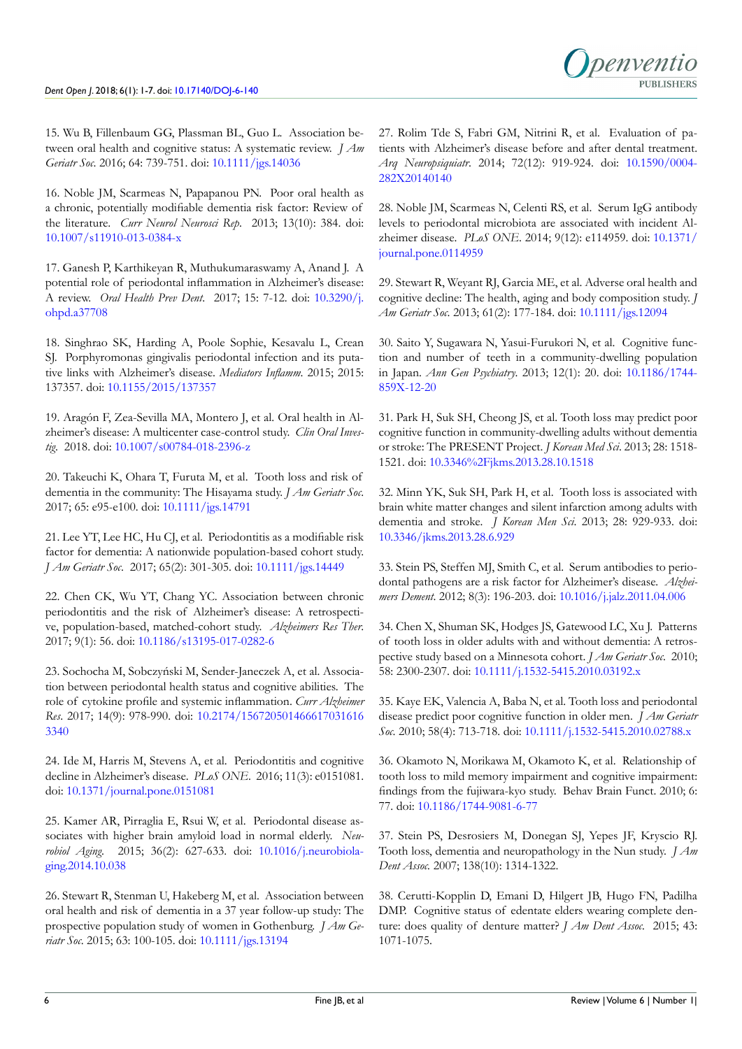15. Wu B, Fillenbaum GG, Plassman BL, Guo L. Association between oral health and cognitive status: A systematic review. *J Am Geriatr Soc.* 2016; 64: 739-751. doi: 10.1111/jgs.14036

16. Noble JM, Scarmeas N, Papapanou PN. Poor oral health as a chronic, potentially modifiable dementia risk factor: Review of the literature. *Curr Neurol Neurosci Rep.* 2013; 13(10): 384. doi: 10.1007/s11910-013-0384-x

17. Ganesh P, Karthikeyan R, Muthukumaraswamy A, Anand J. A potential role of periodontal inflammation in Alzheimer's disease: A review. *Oral Health Prev Dent.* 2017; 15: 7-12. doi: 10.3290/j.ohpd.a37708

18. Singhrao SK, Harding A, Poole Sophie, Kesavalu L, Crean SJ. Porphyromonas gingivalis periodontal infection and its putative links with Alzheimer's disease. *Mediators Inflamm.* 2015; 2015: 137357. doi: 10.1155/2015/137357

19. Aragón F, Zea-Sevilla MA, Montero J, et al. Oral health in Alzheimer's disease: A multicenter case-control study. *Clin Oral Investig.* 2018. doi: 10.1007/s00784-018-2396-z

20. Takeuchi K, Ohara T, Furuta M, et al. Tooth loss and risk of dementia in the community: The Hisayama study. *J Am Geriatr Soc.* 2017; 65: e95-e100. doi: 10.1111/jgs.14791

21. Lee YT, Lee HC, Hu CJ, et al. Periodontitis as a modifiable risk factor for dementia: A nationwide population-based cohort study. *J Am Geriatr Soc.* 2017; 65(2): 301-305. doi: 10.1111/jgs.14449

22. Chen CK, Wu YT, Chang YC. Association between chronic periodontitis and the risk of Alzheimer's disease: A retrospective, population-based, matched-cohort study. *Alzheimers Res Ther.* 2017; 9(1): 56. doi: 10.1186/s13195-017-0282-6

23. Sochocha M, Sobczyński M, Sender-Janeczek A, et al. Association between periodontal health status and cognitive abilities. The role of cytokine profile and systemic inflammation. *Curr Alzheimer Res.* 2017; 14(9): 978-990. doi: 10.2174/1567205014666170316163340

24. Ide M, Harris M, Stevens A, et al. Periodontitis and cognitive decline in Alzheimer's disease. *PLoS ONE.* 2016; 11(3): e0151081. doi: 10.1371/journal.pone.0151081

25. Kamer AR, Pirraglia E, Rsui W, et al. Periodontal disease associates with higher brain amyloid load in normal elderly. *Neurobiol Aging.* 2015; 36(2): 627-633. doi: 10.1016/j.neurobiolaging.2014.10.038

26. Stewart R, Stenman U, Hakeberg M, et al. Association between oral health and risk of dementia in a 37 year follow-up study: The prospective population study of women in Gothenburg. *J Am Geriatr Soc.* 2015; 63: 100-105. doi: 10.1111/jgs.13194

27. Rolim Tde S, Fabri GM, Nitrini R, et al. Evaluation of patients with Alzheimer's disease before and after dental treatment. *Arq Neuropsiquiatr.* 2014; 72(12): 919-924. doi: 10.1590/0004-282X20140140

28. Noble JM, Scarmeas N, Celenti RS, et al. Serum IgG antibody levels to periodontal microbiota are associated with incident Alzheimer disease. *PLoS ONE.* 2014; 9(12): e114959. doi: 10.1371/journal.pone.0114959

29. Stewart R, Weyant RJ, Garcia ME, et al. Adverse oral health and cognitive decline: The health, aging and body composition study. *J Am Geriatr Soc.* 2013; 61(2): 177-184. doi: 10.1111/jgs.12094

30. Saito Y, Sugawara N, Yasui-Furukori N, et al. Cognitive function and number of teeth in a community-dwelling population in Japan. *Ann Gen Psychiatry.* 2013; 12(1): 20. doi: 10.1186/1744-859X-12-20

31. Park H, Suk SH, Cheong JS, et al. Tooth loss may predict poor cognitive function in community-dwelling adults without dementia or stroke: The PRESENT Project. *J Korean Med Sci.* 2013; 28: 1518-1521. doi: 10.3346%2Fjkms.2013.28.10.1518

32. Minn YK, Suk SH, Park H, et al. Tooth loss is associated with brain white matter changes and silent infarction among adults with dementia and stroke. *J Korean Men Sci.* 2013; 28: 929-933. doi: 10.3346/jkms.2013.28.6.929

33. Stein PS, Steffen MJ, Smith C, et al. Serum antibodies to periodontal pathogens are a risk factor for Alzheimer's disease. *Alzheimers Dement.* 2012; 8(3): 196-203. doi: 10.1016/j.jalz.2011.04.006

34. Chen X, Shuman SK, Hodges JS, Gatewood LC, Xu J. Patterns of tooth loss in older adults with and without dementia: A retrospective study based on a Minnesota cohort. *J Am Geriatr Soc.* 2010; 58: 2300-2307. doi: 10.1111/j.1532-5415.2010.03192.x

35. Kaye EK, Valencia A, Baba N, et al. Tooth loss and periodontal disease predict poor cognitive function in older men. *J Am Geriatr Soc.* 2010; 58(4): 713-718. doi: 10.1111/j.1532-5415.2010.02788.x

36. Okamoto N, Morikawa M, Okamoto K, et al. Relationship of tooth loss to mild memory impairment and cognitive impairment: findings from the fujiwara-kyo study. Behav Brain Funct. 2010; 6: 77. doi: 10.1186/1744-9081-6-77

37. Stein PS, Desrosiers M, Donegan SJ, Yepes JF, Kryscio RJ. Tooth loss, dementia and neuropathology in the Nun study. *J Am Dent Assoc.* 2007; 138(10): 1314-1322.

38. Cerutti-Kopplin D, Emani D, Hilgert JB, Hugo FN, Padilha DMP. Cognitive status of edentate elders wearing complete denture: does quality of denture matter? *J Am Dent Assoc.* 2015; 43: 1071-1075.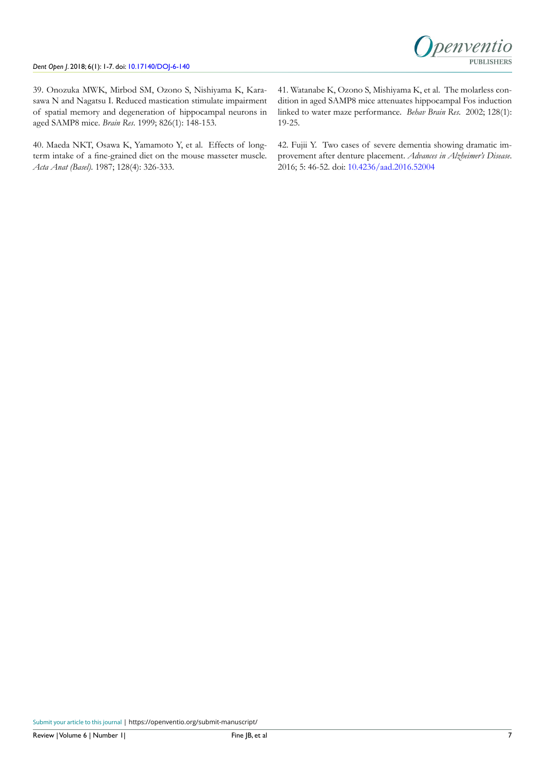39. Onozuka MWK, Mirbod SM, Ozono S, Nishiyama K, Karasawa N and Nagatsu I. Reduced mastication stimulate impairment of spatial memory and degeneration of hippocampal neurons in aged SAMP8 mice. *Brain Res*. 1999; 826(1): 148-153.

40. Maeda NKT, Osawa K, Yamamoto Y, et al. Effects of long-term intake of a fine-grained diet on the mouse masseter muscle. *Acta Anat (Basel)*. 1987; 128(4): 326-333.

41. Watanabe K, Ozono S, Mishiyama K, et al. The molarless condition in aged SAMP8 mice attenuates hippocampal Fos induction linked to water maze performance. *Behav Brain Res*. 2002; 128(1): 19-25.

42. Fujii Y. Two cases of severe dementia showing dramatic improvement after denture placement. *Advances in Alzheimer's Disease*. 2016; 5: 46-52. doi: 10.4236/aad.2016.52004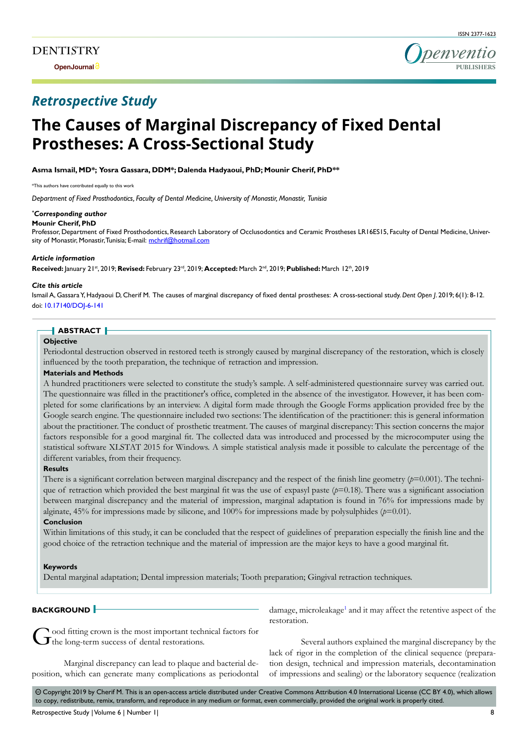## Retrospective Study

# The Causes of Marginal Discrepancy of Fixed Dental Prostheses: A Cross-Sectional Study

**Asma Ismail, MD\*; Yosra Gassara, DDM\*; Dalenda Hadyaoui, PhD; Mounir Cherif, PhD\*\***

\*This authors have contributed equally to this work

*Department of Fixed Prosthodontics, Faculty of Dental Medicine, University of Monastir, Monastir, Tunisia*

***Corresponding author***

**Mounir Cherif, PhD**

Professor, Department of Fixed Prosthodontics, Research Laboratory of Occlusodontics and Ceramic Prostheses LR16ES15, Faculty of Dental Medicine, University of Monastir, Monastir, Tunisia; E-mail: mchrif@hotmail.com

***Article information***

**Received:** January 21st, 2019; **Revised:** February 23rd, 2019; **Accepted:** March 2nd, 2019; **Published:** March 12th, 2019

***Cite this article***

Ismail A, Gassara Y, Hadyaoui D, Cherif M. The causes of marginal discrepancy of fixed dental prostheses: A cross-sectional study. *Dent Open J*. 2019; 6(1): 8-12. doi: 10.17140/DOJ-6-141

## ABSTRACT

**Objective**

Periodontal destruction observed in restored teeth is strongly caused by marginal discrepancy of the restoration, which is closely influenced by the tooth preparation, the technique of retraction and impression.

**Materials and Methods**

A hundred practitioners were selected to constitute the study's sample. A self-administered questionnaire survey was carried out. The questionnaire was filled in the practitioner's office, completed in the absence of the investigator. However, it has been completed for some clarifications by an interview. A digital form made through the Google Forms application provided free by the Google search engine. The questionnaire included two sections: The identification of the practitioner: this is general information about the practitioner. The conduct of prosthetic treatment. The causes of marginal discrepancy: This section concerns the major factors responsible for a good marginal fit. The collected data was introduced and processed by the microcomputer using the statistical software XLSTAT 2015 for Windows. A simple statistical analysis made it possible to calculate the percentage of the different variables, from their frequency.

**Results**

There is a significant correlation between marginal discrepancy and the respect of the finish line geometry ($p$=0.001). The technique of retraction which provided the best marginal fit was the use of expasyl paste ($p$=0.18). There was a significant association between marginal discrepancy and the material of impression, marginal adaptation is found in 76% for impressions made by alginate, 45% for impressions made by silicone, and 100% for impressions made by polysulphides ($p$=0.01).

**Conclusion**

Within limitations of this study, it can be concluded that the respect of guidelines of preparation especially the finish line and the good choice of the retraction technique and the material of impression are the major keys to have a good marginal fit.

**Keywords**

Dental marginal adaptation; Dental impression materials; Tooth preparation; Gingival retraction techniques.

## BACKGROUND

Good fitting crown is the most important technical factors for the long-term success of dental restorations.

Marginal discrepancy can lead to plaque and bacterial deposition, which can generate many complications as periodontal damage, microleakage[1] and it may affect the retentive aspect of the restoration.

Several authors explained the marginal discrepancy by the lack of rigor in the completion of the clinical sequence (preparation design, technical and impression materials, decontamination of impressions and sealing) or the laboratory sequence (realization

© Copyright 2019 by Cherif M. This is an open-access article distributed under Creative Commons Attribution 4.0 International License (CC BY 4.0), which allows to copy, redistribute, remix, transform, and reproduce in any medium or format, even commercially, provided the original work is properly cited.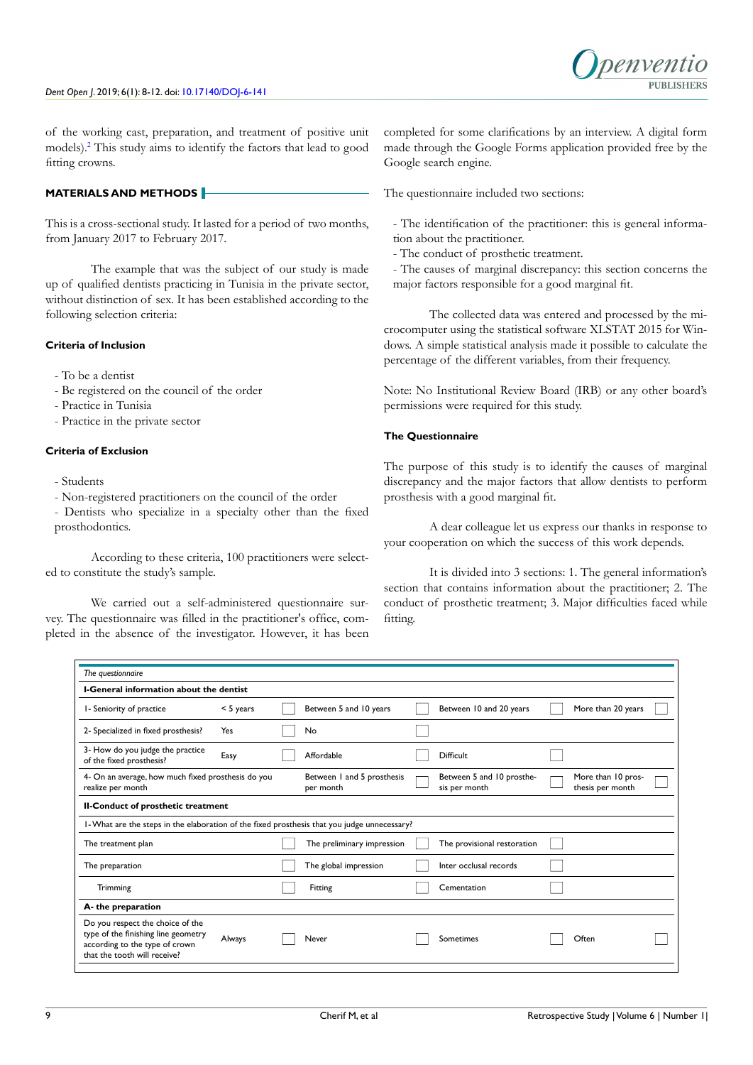of the working cast, preparation, and treatment of positive unit models).[2] This study aims to identify the factors that lead to good fitting crowns.

## MATERIALS AND METHODS

This is a cross-sectional study. It lasted for a period of two months, from January 2017 to February 2017.

The example that was the subject of our study is made up of qualified dentists practicing in Tunisia in the private sector, without distinction of sex. It has been established according to the following selection criteria:

### Criteria of Inclusion

- To be a dentist
- Be registered on the council of the order
- Practice in Tunisia
- Practice in the private sector

### Criteria of Exclusion

- Students
- Non-registered practitioners on the council of the order
- Dentists who specialize in a specialty other than the fixed prosthodontics.

According to these criteria, 100 practitioners were selected to constitute the study's sample.

We carried out a self-administered questionnaire survey. The questionnaire was filled in the practitioner's office, completed in the absence of the investigator. However, it has been completed for some clarifications by an interview. A digital form made through the Google Forms application provided free by the Google search engine.

The questionnaire included two sections:

- The identification of the practitioner: this is general information about the practitioner.
- The conduct of prosthetic treatment.
- The causes of marginal discrepancy: this section concerns the major factors responsible for a good marginal fit.

The collected data was entered and processed by the microcomputer using the statistical software XLSTAT 2015 for Windows. A simple statistical analysis made it possible to calculate the percentage of the different variables, from their frequency.

Note: No Institutional Review Board (IRB) or any other board's permissions were required for this study.

### The Questionnaire

The purpose of this study is to identify the causes of marginal discrepancy and the major factors that allow dentists to perform prosthesis with a good marginal fit.

A dear colleague let us express our thanks in response to your cooperation on which the success of this work depends.

It is divided into 3 sections: 1. The general information's section that contains information about the practitioner; 2. The conduct of prosthetic treatment; 3. Major difficulties faced while fitting.

*The questionnaire*

| **I-General information about the dentist** | | | | | | | | |
|---|---|---|---|---|---|---|---|---|
| 1- Seniority of practice | < 5 years | ☐ | Between 5 and 10 years | ☐ | Between 10 and 20 years | ☐ | More than 20 years | ☐ |
| 2- Specialized in fixed prosthesis? | Yes | ☐ | No | ☐ | | | | |
| 3- How do you judge the practice of the fixed prosthesis? | Easy | ☐ | Affordable | ☐ | Difficult | ☐ | | |
| 4- On an average, how much fixed prosthesis do you realize per month | | | Between 1 and 5 prosthesis per month | ☐ | Between 5 and 10 prosthesis per month | ☐ | More than 10 prosthesis per month | ☐ |
| **II-Conduct of prosthetic treatment** | | | | | | | | |
| 1-What are the steps in the elaboration of the fixed prosthesis that you judge unnecessary? | | | | | | | | |
| The treatment plan | | ☐ | The preliminary impression | ☐ | The provisional restoration | ☐ | | |
| The preparation | | ☐ | The global impression | ☐ | Inter occlusal records | ☐ | | |
| Trimming | | ☐ | Fitting | ☐ | Cementation | ☐ | | |
| **A- the preparation** | | | | | | | | |
| Do you respect the choice of the type of the finishing line geometry according to the type of crown that the tooth will receive? | Always | ☐ | Never | ☐ | Sometimes | ☐ | Often | ☐ |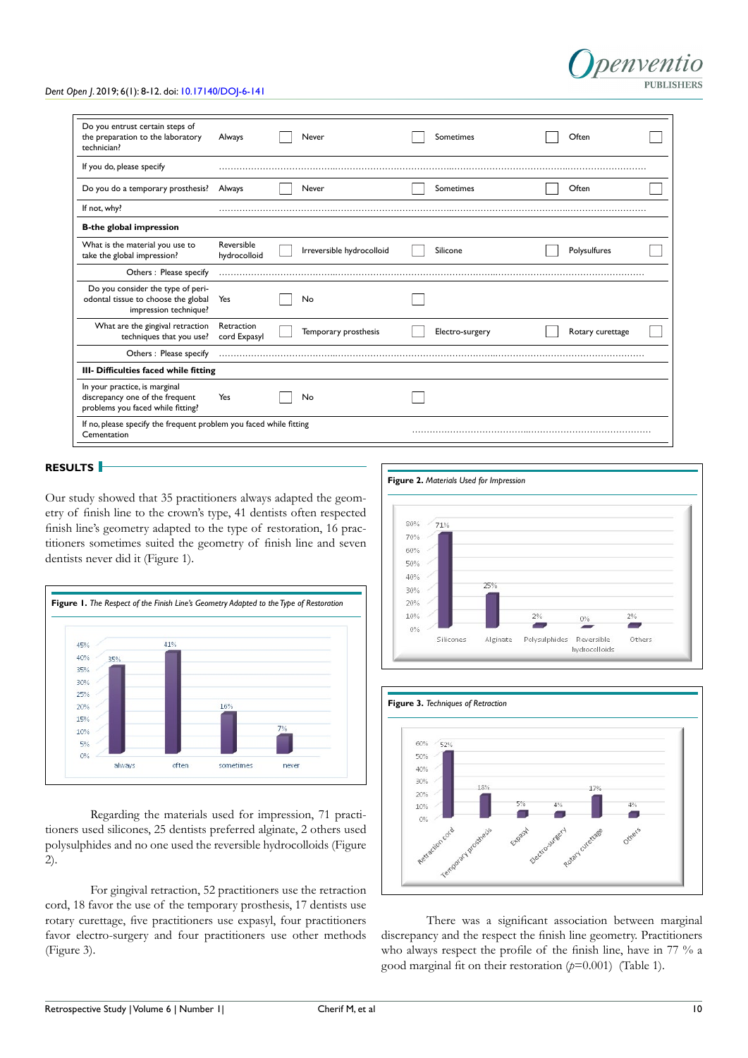| Do you entrust certain steps of the preparation to the laboratory technician? | Always | ☐ | Never | ☐ | Sometimes | ☐ | Often | ☐ |
|---|---|---|---|---|---|---|---|---|
| If you do, please specify | ……………………………………………………………………………………………………………………… | | | | | | | |
| Do you do a temporary prosthesis? | Always | ☐ | Never | ☐ | Sometimes | ☐ | Often | ☐ |
| If not, why? | ……………………………………………………………………………………………………………………… | | | | | | | |
| **B-the global impression** | | | | | | | | |
| What is the material you use to take the global impression? | Reversible hydrocolloid | ☐ | Irreversible hydrocolloid | ☐ | Silicone | ☐ | Polysulfures | ☐ |
| Others : Please specify | ……………………………………………………………………………………………………………………… | | | | | | | |
| Do you consider the type of periodontal tissue to choose the global impression technique? | Yes | ☐ | No | ☐ | | | | |
| What are the gingival retraction techniques that you use? | Retraction cord Expasyl | ☐ | Temporary prosthesis | ☐ | Electro-surgery | ☐ | Rotary curettage | ☐ |
| Others : Please specify | ……………………………………………………………………………………………………………………… | | | | | | | |
| **III- Difficulties faced while fitting** | | | | | | | | |
| In your practice, is marginal discrepancy one of the frequent problems you faced while fitting? | Yes | ☐ | No | ☐ | | | | |
| If no, please specify the frequent problem you faced while fitting Cementation | | | | | ……………………………………………………………………… | | | |

## RESULTS

Our study showed that 35 practitioners always adapted the geometry of finish line to the crown's type, 41 dentists often respected finish line's geometry adapted to the type of restoration, 16 practitioners sometimes suited the geometry of finish line and seven dentists never did it (Figure 1).

**Figure 1.** *The Respect of the Finish Line's Geometry Adapted to the Type of Restoration*

Regarding the materials used for impression, 71 practitioners used silicones, 25 dentists preferred alginate, 2 others used polysulphides and no one used the reversible hydrocolloids (Figure 2).

For gingival retraction, 52 practitioners use the retraction cord, 18 favor the use of the temporary prosthesis, 17 dentists use rotary curettage, five practitioners use expasyl, four practitioners favor electro-surgery and four practitioners use other methods (Figure 3).

**Figure 2.** *Materials Used for Impression*

**Figure 3.** *Techniques of Retraction*

There was a significant association between marginal discrepancy and the respect the finish line geometry. Practitioners who always respect the profile of the finish line, have in 77 % a good marginal fit on their restoration ($p$=0.001) (Table 1).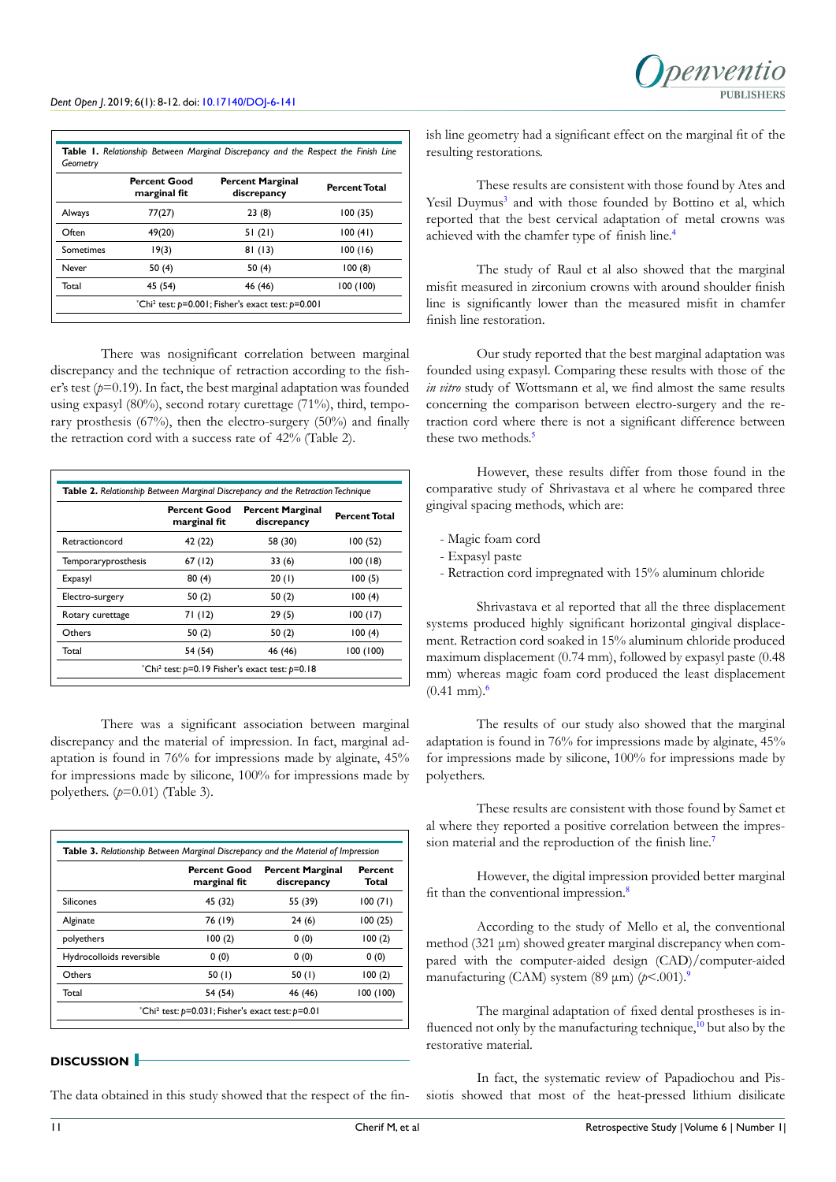**Table 1.** *Relationship Between Marginal Discrepancy and the Respect the Finish Line Geometry*

| | Percent Good marginal fit | Percent Marginal discrepancy | Percent Total |
|---|---|---|---|
| Always | 77(27) | 23 (8) | 100 (35) |
| Often | 49(20) | 51 (21) | 100 (41) |
| Sometimes | 19(3) | 81 (13) | 100 (16) |
| Never | 50 (4) | 50 (4) | 100 (8) |
| Total | 45 (54) | 46 (46) | 100 (100) |

*Chi² test: $p$=0.001; Fisher's exact test: $p$=0.001

There was nosignificant correlation between marginal discrepancy and the technique of retraction according to the fisher's test ($p$=0.19). In fact, the best marginal adaptation was founded using expasyl (80%), second rotary curettage (71%), third, temporary prosthesis (67%), then the electro-surgery (50%) and finally the retraction cord with a success rate of 42% (Table 2).

**Table 2.** *Relationship Between Marginal Discrepancy and the Retraction Technique*

| | Percent Good marginal fit | Percent Marginal discrepancy | Percent Total |
|---|---|---|---|
| Retractioncord | 42 (22) | 58 (30) | 100 (52) |
| Temporaryprosthesis | 67 (12) | 33 (6) | 100 (18) |
| Expasyl | 80 (4) | 20 (1) | 100 (5) |
| Electro-surgery | 50 (2) | 50 (2) | 100 (4) |
| Rotary curettage | 71 (12) | 29 (5) | 100 (17) |
| Others | 50 (2) | 50 (2) | 100 (4) |
| Total | 54 (54) | 46 (46) | 100 (100) |

*Chi² test: $p$=0.19 Fisher's exact test: $p$=0.18

There was a significant association between marginal discrepancy and the material of impression. In fact, marginal adaptation is found in 76% for impressions made by alginate, 45% for impressions made by silicone, 100% for impressions made by polyethers. ($p$=0.01) (Table 3).

**Table 3.** *Relationship Between Marginal Discrepancy and the Material of Impression*

| | Percent Good marginal fit | Percent Marginal discrepancy | Percent Total |
|---|---|---|---|
| Silicones | 45 (32) | 55 (39) | 100 (71) |
| Alginate | 76 (19) | 24 (6) | 100 (25) |
| polyethers | 100 (2) | 0 (0) | 100 (2) |
| Hydrocolloids reversible | 0 (0) | 0 (0) | 0 (0) |
| Others | 50 (1) | 50 (1) | 100 (2) |
| Total | 54 (54) | 46 (46) | 100 (100) |

*Chi² test: $p$=0.031; Fisher's exact test: $p$=0.01

## DISCUSSION

The data obtained in this study showed that the respect of the finish line geometry had a significant effect on the marginal fit of the resulting restorations.

These results are consistent with those found by Ates and Yesil Duymus[3] and with those founded by Bottino et al, which reported that the best cervical adaptation of metal crowns was achieved with the chamfer type of finish line.[4]

The study of Raul et al also showed that the marginal misfit measured in zirconium crowns with around shoulder finish line is significantly lower than the measured misfit in chamfer finish line restoration.

Our study reported that the best marginal adaptation was founded using expasyl. Comparing these results with those of the *in vitro* study of Wottsmann et al, we find almost the same results concerning the comparison between electro-surgery and the retraction cord where there is not a significant difference between these two methods.[5]

However, these results differ from those found in the comparative study of Shrivastava et al where he compared three gingival spacing methods, which are:

- Magic foam cord
- Expasyl paste
- Retraction cord impregnated with 15% aluminum chloride

Shrivastava et al reported that all the three displacement systems produced highly significant horizontal gingival displacement. Retraction cord soaked in 15% aluminum chloride produced maximum displacement (0.74 mm), followed by expasyl paste (0.48 mm) whereas magic foam cord produced the least displacement (0.41 mm).[6]

The results of our study also showed that the marginal adaptation is found in 76% for impressions made by alginate, 45% for impressions made by silicone, 100% for impressions made by polyethers.

These results are consistent with those found by Samet et al where they reported a positive correlation between the impression material and the reproduction of the finish line.[7]

However, the digital impression provided better marginal fit than the conventional impression.[8]

According to the study of Mello et al, the conventional method (321 µm) showed greater marginal discrepancy when compared with the computer-aided design (CAD)/computer-aided manufacturing (CAM) system (89 µm) ($p$<.001).[9]

The marginal adaptation of fixed dental prostheses is influenced not only by the manufacturing technique,[10] but also by the restorative material.

In fact, the systematic review of Papadiochou and Pissiotis showed that most of the heat-pressed lithium disilicate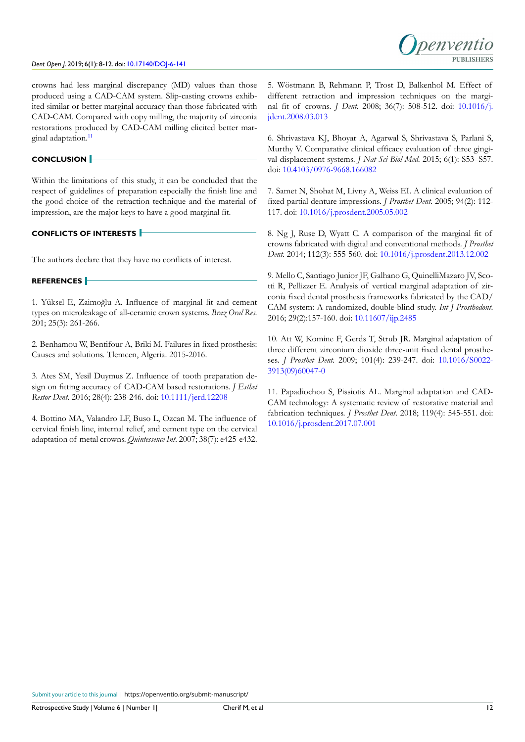crowns had less marginal discrepancy (MD) values than those produced using a CAD-CAM system. Slip-casting crowns exhibited similar or better marginal accuracy than those fabricated with CAD-CAM. Compared with copy milling, the majority of zirconia restorations produced by CAD-CAM milling elicited better marginal adaptation.[11]

## CONCLUSION

Within the limitations of this study, it can be concluded that the respect of guidelines of preparation especially the finish line and the good choice of the retraction technique and the material of impression, are the major keys to have a good marginal fit.

## CONFLICTS OF INTERESTS

The authors declare that they have no conflicts of interest.

## REFERENCES

1. Yüksel E, Zaimoğlu A. Influence of marginal fit and cement types on microleakage of all-ceramic crown systems. *Braz Oral Res*. 201; 25(3): 261-266.

2. Benhamou W, Bentifour A, Briki M. Failures in fixed prosthesis: Causes and solutions. Tlemcen, Algeria. 2015-2016.

3. Ates SM, Yesil Duymus Z. Influence of tooth preparation design on fitting accuracy of CAD-CAM based restorations. *J Esthet Restor Dent*. 2016; 28(4): 238-246. doi: 10.1111/jerd.12208

4. Bottino MA, Valandro LF, Buso L, Ozcan M. The influence of cervical finish line, internal relief, and cement type on the cervical adaptation of metal crowns. *Quintessence Int*. 2007; 38(7): e425-e432.

5. Wöstmann B, Rehmann P, Trost D, Balkenhol M. Effect of different retraction and impression techniques on the marginal fit of crowns. *J Dent*. 2008; 36(7): 508-512. doi: 10.1016/j.jdent.2008.03.013

6. Shrivastava KJ, Bhoyar A, Agarwal S, Shrivastava S, Parlani S, Murthy V. Comparative clinical efficacy evaluation of three gingival displacement systems. *J Nat Sci Biol Med*. 2015; 6(1): S53–S57. doi: 10.4103/0976-9668.166082

7. Samet N, Shohat M, Livny A, Weiss EI. A clinical evaluation of fixed partial denture impressions. *J Prosthet Dent*. 2005; 94(2): 112-117. doi: 10.1016/j.prosdent.2005.05.002

8. Ng J, Ruse D, Wyatt C. A comparison of the marginal fit of crowns fabricated with digital and conventional methods. *J Prosthet Dent*. 2014; 112(3): 555-560. doi: 10.1016/j.prosdent.2013.12.002

9. Mello C, Santiago Junior JF, Galhano G, QuinelliMazaro JV, Scotti R, Pellizzer E. Analysis of vertical marginal adaptation of zirconia fixed dental prosthesis frameworks fabricated by the CAD/CAM system: A randomized, double-blind study. *Int J Prosthodont*. 2016; 29(2):157-160. doi: 10.11607/ijp.2485

10. Att W, Komine F, Gerds T, Strub JR. Marginal adaptation of three different zirconium dioxide three-unit fixed dental prostheses. *J Prosthet Dent*. 2009; 101(4): 239-247. doi: 10.1016/S0022-3913(09)60047-0

11. Papadiochou S, Pissiotis AL. Marginal adaptation and CAD-CAM technology: A systematic review of restorative material and fabrication techniques. *J Prosthet Dent*. 2018; 119(4): 545-551. doi: 10.1016/j.prosdent.2017.07.001